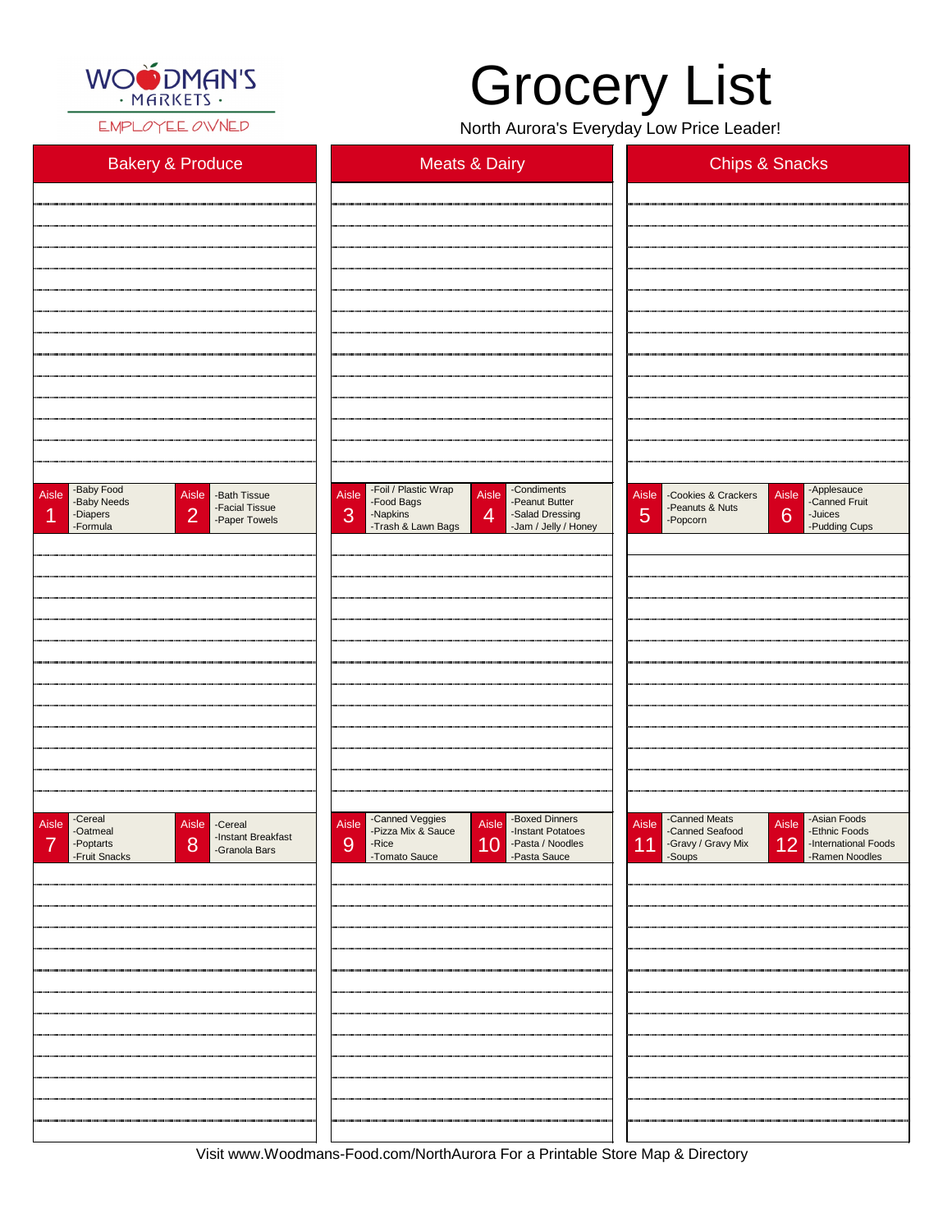WOODMAN'S · MARKETS ·
EMPLOYEE OWNED

# Grocery List

North Aurora's Everyday Low Price Leader!

| Bakery & Produce | Meats & Dairy | Chips & Snacks |
|---|---|---|

| Aisle | Items |
|---|---|
| Aisle 1 | -Baby Food<br>-Baby Needs<br>-Diapers<br>-Formula |
| Aisle 2 | -Bath Tissue<br>-Facial Tissue<br>-Paper Towels |
| Aisle 3 | -Foil / Plastic Wrap<br>-Food Bags<br>-Napkins<br>-Trash & Lawn Bags |
| Aisle 4 | -Condiments<br>-Peanut Butter<br>-Salad Dressing<br>-Jam / Jelly / Honey |
| Aisle 5 | -Cookies & Crackers<br>-Peanuts & Nuts<br>-Popcorn |
| Aisle 6 | -Applesauce<br>-Canned Fruit<br>-Juices<br>-Pudding Cups |
| Aisle 7 | -Cereal<br>-Oatmeal<br>-Poptarts<br>-Fruit Snacks |
| Aisle 8 | -Cereal<br>-Instant Breakfast<br>-Granola Bars |
| Aisle 9 | -Canned Veggies<br>-Pizza Mix & Sauce<br>-Rice<br>-Tomato Sauce |
| Aisle 10 | -Boxed Dinners<br>-Instant Potatoes<br>-Pasta / Noodles<br>-Pasta Sauce |
| Aisle 11 | -Canned Meats<br>-Canned Seafood<br>-Gravy / Gravy Mix<br>-Soups |
| Aisle 12 | -Asian Foods<br>-Ethnic Foods<br>-International Foods<br>-Ramen Noodles |

Visit www.Woodmans-Food.com/NorthAurora For a Printable Store Map & Directory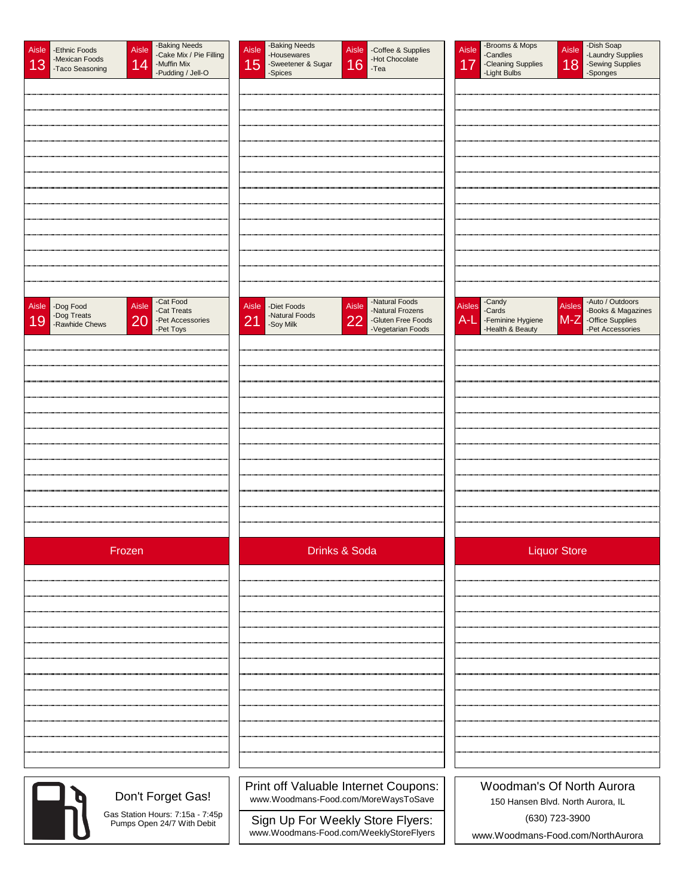**Aisle 13**
- Ethnic Foods
- Mexican Foods
- Taco Seasoning

**Aisle 14**
- Baking Needs
- Cake Mix / Pie Filling
- Muffin Mix
- Pudding / Jell-O

**Aisle 15**
- Baking Needs
- Housewares
- Sweetener & Sugar
- Spices

**Aisle 16**
- Coffee & Supplies
- Hot Chocolate
- Tea

**Aisle 17**
- Brooms & Mops
- Candles
- Cleaning Supplies
- Light Bulbs

**Aisle 18**
- Dish Soap
- Laundry Supplies
- Sewing Supplies
- Sponges

**Aisle 19**
- Dog Food
- Dog Treats
- Rawhide Chews

**Aisle 20**
- Cat Food
- Cat Treats
- Pet Accessories
- Pet Toys

**Aisle 21**
- Diet Foods
- Natural Foods
- Soy Milk

**Aisle 22**
- Natural Foods
- Natural Frozens
- Gluten Free Foods
- Vegetarian Foods

**Aisles A-L**
- Candy
- Cards
- Feminine Hygiene
- Health & Beauty

**Aisles M-Z**
- Auto / Outdoors
- Books & Magazines
- Office Supplies
- Pet Accessories

## Frozen

## Drinks & Soda

## Liquor Store

Don't Forget Gas!

Gas Station Hours: 7:15a - 7:45p
Pumps Open 24/7 With Debit

Print off Valuable Internet Coupons:
www.Woodmans-Food.com/MoreWaysToSave

Sign Up For Weekly Store Flyers:
www.Woodmans-Food.com/WeeklyStoreFlyers

Woodman's Of North Aurora
150 Hansen Blvd. North Aurora, IL
(630) 723-3900
www.Woodmans-Food.com/NorthAurora